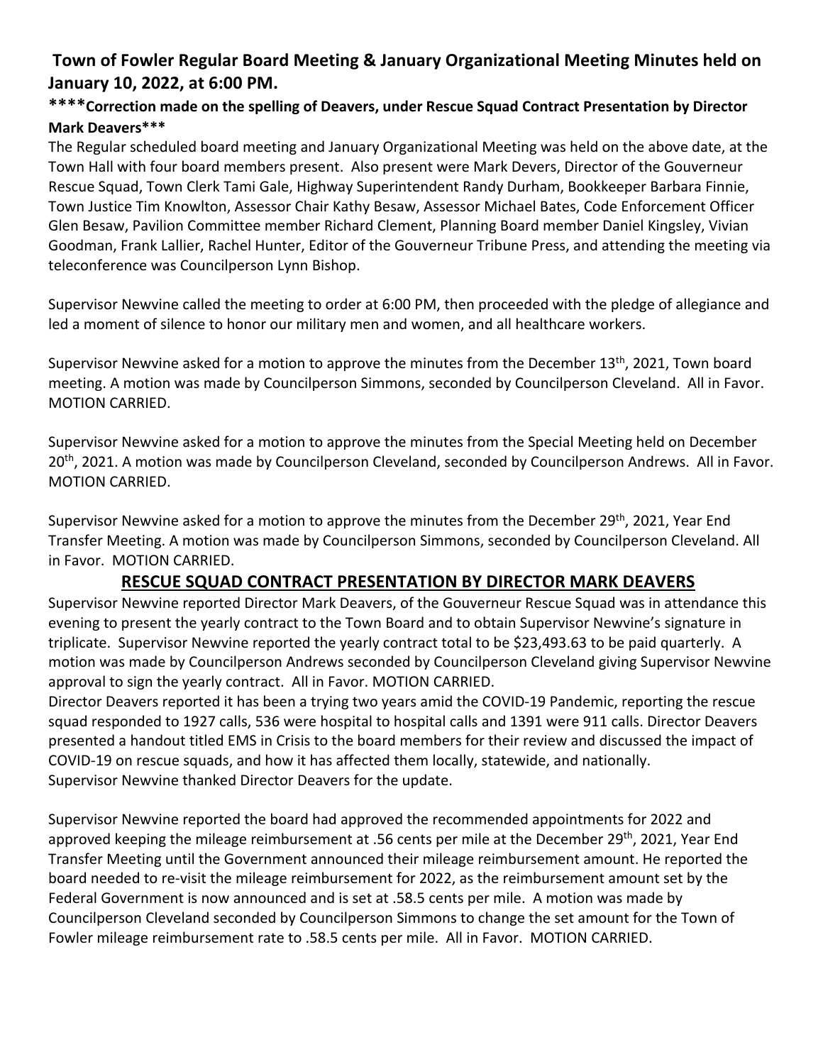## Town of Fowler Regular Board Meeting & January Organizational Meeting Minutes held on January 10, 2022, at 6:00 PM.

**\*\*\*\*Correction made on the spelling of Deavers, under Rescue Squad Contract Presentation by Director Mark Deavers\*\*\***

The Regular scheduled board meeting and January Organizational Meeting was held on the above date, at the Town Hall with four board members present. Also present were Mark Devers, Director of the Gouverneur Rescue Squad, Town Clerk Tami Gale, Highway Superintendent Randy Durham, Bookkeeper Barbara Finnie, Town Justice Tim Knowlton, Assessor Chair Kathy Besaw, Assessor Michael Bates, Code Enforcement Officer Glen Besaw, Pavilion Committee member Richard Clement, Planning Board member Daniel Kingsley, Vivian Goodman, Frank Lallier, Rachel Hunter, Editor of the Gouverneur Tribune Press, and attending the meeting via teleconference was Councilperson Lynn Bishop.

Supervisor Newvine called the meeting to order at 6:00 PM, then proceeded with the pledge of allegiance and led a moment of silence to honor our military men and women, and all healthcare workers.

Supervisor Newvine asked for a motion to approve the minutes from the December 13th, 2021, Town board meeting. A motion was made by Councilperson Simmons, seconded by Councilperson Cleveland. All in Favor. MOTION CARRIED.

Supervisor Newvine asked for a motion to approve the minutes from the Special Meeting held on December 20th, 2021. A motion was made by Councilperson Cleveland, seconded by Councilperson Andrews. All in Favor. MOTION CARRIED.

Supervisor Newvine asked for a motion to approve the minutes from the December 29th, 2021, Year End Transfer Meeting. A motion was made by Councilperson Simmons, seconded by Councilperson Cleveland. All in Favor. MOTION CARRIED.

### RESCUE SQUAD CONTRACT PRESENTATION BY DIRECTOR MARK DEAVERS

Supervisor Newvine reported Director Mark Deavers, of the Gouverneur Rescue Squad was in attendance this evening to present the yearly contract to the Town Board and to obtain Supervisor Newvine's signature in triplicate. Supervisor Newvine reported the yearly contract total to be $23,493.63 to be paid quarterly. A motion was made by Councilperson Andrews seconded by Councilperson Cleveland giving Supervisor Newvine approval to sign the yearly contract. All in Favor. MOTION CARRIED.

Director Deavers reported it has been a trying two years amid the COVID-19 Pandemic, reporting the rescue squad responded to 1927 calls, 536 were hospital to hospital calls and 1391 were 911 calls. Director Deavers presented a handout titled EMS in Crisis to the board members for their review and discussed the impact of COVID-19 on rescue squads, and how it has affected them locally, statewide, and nationally.

Supervisor Newvine thanked Director Deavers for the update.

Supervisor Newvine reported the board had approved the recommended appointments for 2022 and approved keeping the mileage reimbursement at .56 cents per mile at the December 29th, 2021, Year End Transfer Meeting until the Government announced their mileage reimbursement amount. He reported the board needed to re-visit the mileage reimbursement for 2022, as the reimbursement amount set by the Federal Government is now announced and is set at .58.5 cents per mile. A motion was made by Councilperson Cleveland seconded by Councilperson Simmons to change the set amount for the Town of Fowler mileage reimbursement rate to .58.5 cents per mile. All in Favor. MOTION CARRIED.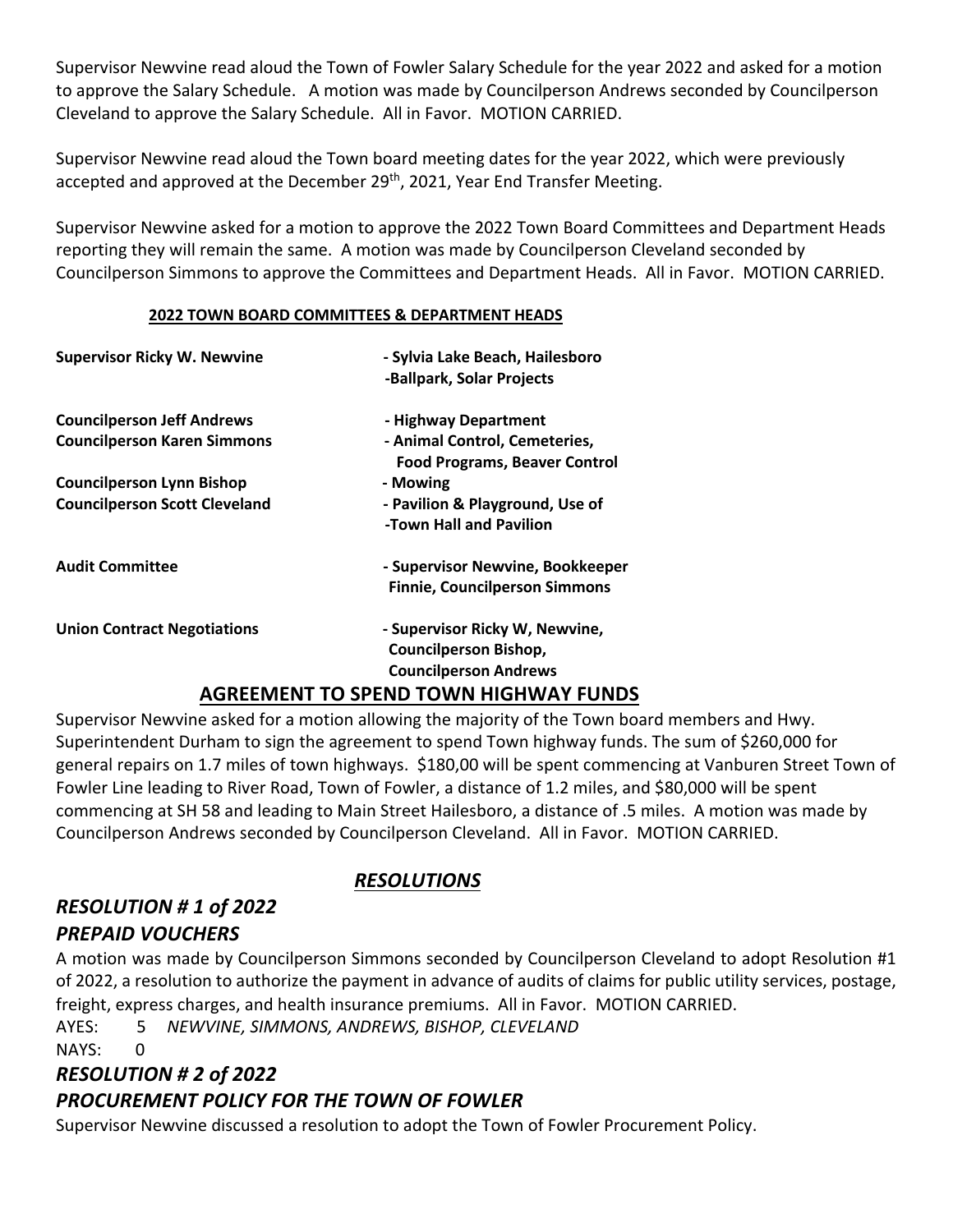Supervisor Newvine read aloud the Town of Fowler Salary Schedule for the year 2022 and asked for a motion to approve the Salary Schedule. A motion was made by Councilperson Andrews seconded by Councilperson Cleveland to approve the Salary Schedule. All in Favor. MOTION CARRIED.

Supervisor Newvine read aloud the Town board meeting dates for the year 2022, which were previously accepted and approved at the December 29th, 2021, Year End Transfer Meeting.

Supervisor Newvine asked for a motion to approve the 2022 Town Board Committees and Department Heads reporting they will remain the same. A motion was made by Councilperson Cleveland seconded by Councilperson Simmons to approve the Committees and Department Heads. All in Favor. MOTION CARRIED.

**2022 TOWN BOARD COMMITTEES & DEPARTMENT HEADS**

| | |
|---|---|
| **Supervisor Ricky W. Newvine** | **- Sylvia Lake Beach, Hailesboro -Ballpark, Solar Projects** |
| **Councilperson Jeff Andrews** | **- Highway Department** |
| **Councilperson Karen Simmons** | **- Animal Control, Cemeteries, Food Programs, Beaver Control** |
| **Councilperson Lynn Bishop** | **- Mowing** |
| **Councilperson Scott Cleveland** | **- Pavilion & Playground, Use of -Town Hall and Pavilion** |
| **Audit Committee** | **- Supervisor Newvine, Bookkeeper Finnie, Councilperson Simmons** |
| **Union Contract Negotiations** | **- Supervisor Ricky W, Newvine, Councilperson Bishop, Councilperson Andrews** |

## AGREEMENT TO SPEND TOWN HIGHWAY FUNDS

Supervisor Newvine asked for a motion allowing the majority of the Town board members and Hwy. Superintendent Durham to sign the agreement to spend Town highway funds. The sum of $260,000 for general repairs on 1.7 miles of town highways. $180,00 will be spent commencing at Vanburen Street Town of Fowler Line leading to River Road, Town of Fowler, a distance of 1.2 miles, and $80,000 will be spent commencing at SH 58 and leading to Main Street Hailesboro, a distance of .5 miles. A motion was made by Councilperson Andrews seconded by Councilperson Cleveland. All in Favor. MOTION CARRIED.

## *RESOLUTIONS*

### *RESOLUTION # 1 of 2022*
### *PREPAID VOUCHERS*

A motion was made by Councilperson Simmons seconded by Councilperson Cleveland to adopt Resolution #1 of 2022, a resolution to authorize the payment in advance of audits of claims for public utility services, postage, freight, express charges, and health insurance premiums. All in Favor. MOTION CARRIED.

AYES: 5 *NEWVINE, SIMMONS, ANDREWS, BISHOP, CLEVELAND*
NAYS: 0

### *RESOLUTION # 2 of 2022*
### *PROCUREMENT POLICY FOR THE TOWN OF FOWLER*

Supervisor Newvine discussed a resolution to adopt the Town of Fowler Procurement Policy.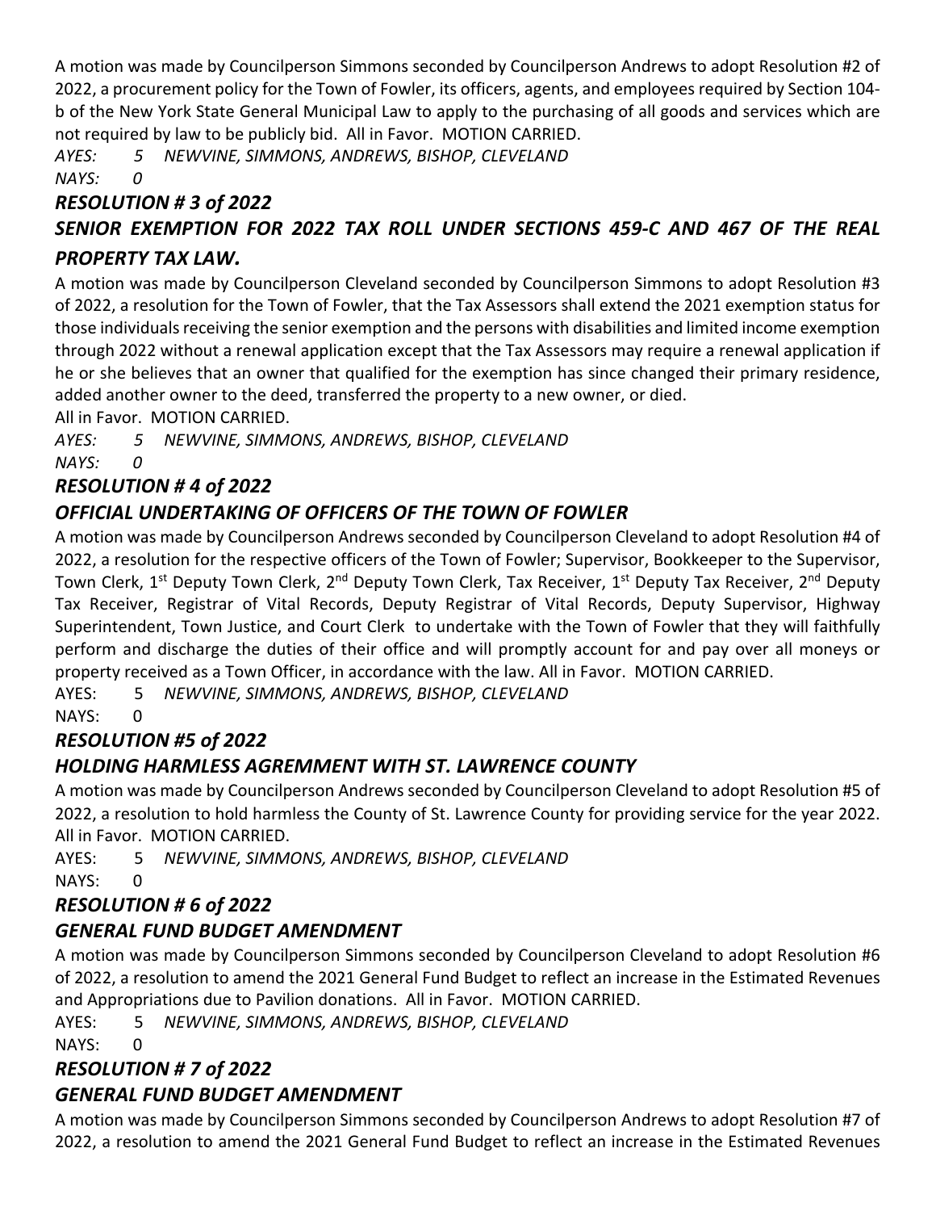A motion was made by Councilperson Simmons seconded by Councilperson Andrews to adopt Resolution #2 of 2022, a procurement policy for the Town of Fowler, its officers, agents, and employees required by Section 104-b of the New York State General Municipal Law to apply to the purchasing of all goods and services which are not required by law to be publicly bid. All in Favor. MOTION CARRIED.

*AYES: 5 NEWVINE, SIMMONS, ANDREWS, BISHOP, CLEVELAND*
*NAYS: 0*

### *RESOLUTION # 3 of 2022*
### *SENIOR EXEMPTION FOR 2022 TAX ROLL UNDER SECTIONS 459-C AND 467 OF THE REAL PROPERTY TAX LAW.*

A motion was made by Councilperson Cleveland seconded by Councilperson Simmons to adopt Resolution #3 of 2022, a resolution for the Town of Fowler, that the Tax Assessors shall extend the 2021 exemption status for those individuals receiving the senior exemption and the persons with disabilities and limited income exemption through 2022 without a renewal application except that the Tax Assessors may require a renewal application if he or she believes that an owner that qualified for the exemption has since changed their primary residence, added another owner to the deed, transferred the property to a new owner, or died.
All in Favor. MOTION CARRIED.

*AYES: 5 NEWVINE, SIMMONS, ANDREWS, BISHOP, CLEVELAND*
*NAYS: 0*

### *RESOLUTION # 4 of 2022*
### *OFFICIAL UNDERTAKING OF OFFICERS OF THE TOWN OF FOWLER*

A motion was made by Councilperson Andrews seconded by Councilperson Cleveland to adopt Resolution #4 of 2022, a resolution for the respective officers of the Town of Fowler; Supervisor, Bookkeeper to the Supervisor, Town Clerk, 1st Deputy Town Clerk, 2nd Deputy Town Clerk, Tax Receiver, 1st Deputy Tax Receiver, 2nd Deputy Tax Receiver, Registrar of Vital Records, Deputy Registrar of Vital Records, Deputy Supervisor, Highway Superintendent, Town Justice, and Court Clerk to undertake with the Town of Fowler that they will faithfully perform and discharge the duties of their office and will promptly account for and pay over all moneys or property received as a Town Officer, in accordance with the law. All in Favor. MOTION CARRIED.

AYES: 5 *NEWVINE, SIMMONS, ANDREWS, BISHOP, CLEVELAND*
NAYS: 0

### *RESOLUTION #5 of 2022*
### *HOLDING HARMLESS AGREMMENT WITH ST. LAWRENCE COUNTY*

A motion was made by Councilperson Andrews seconded by Councilperson Cleveland to adopt Resolution #5 of 2022, a resolution to hold harmless the County of St. Lawrence County for providing service for the year 2022. All in Favor. MOTION CARRIED.

AYES: 5 *NEWVINE, SIMMONS, ANDREWS, BISHOP, CLEVELAND*
NAYS: 0

### *RESOLUTION # 6 of 2022*
### *GENERAL FUND BUDGET AMENDMENT*

A motion was made by Councilperson Simmons seconded by Councilperson Cleveland to adopt Resolution #6 of 2022, a resolution to amend the 2021 General Fund Budget to reflect an increase in the Estimated Revenues and Appropriations due to Pavilion donations. All in Favor. MOTION CARRIED.

AYES: 5 *NEWVINE, SIMMONS, ANDREWS, BISHOP, CLEVELAND*
NAYS: 0

### *RESOLUTION # 7 of 2022*
### *GENERAL FUND BUDGET AMENDMENT*

A motion was made by Councilperson Simmons seconded by Councilperson Andrews to adopt Resolution #7 of 2022, a resolution to amend the 2021 General Fund Budget to reflect an increase in the Estimated Revenues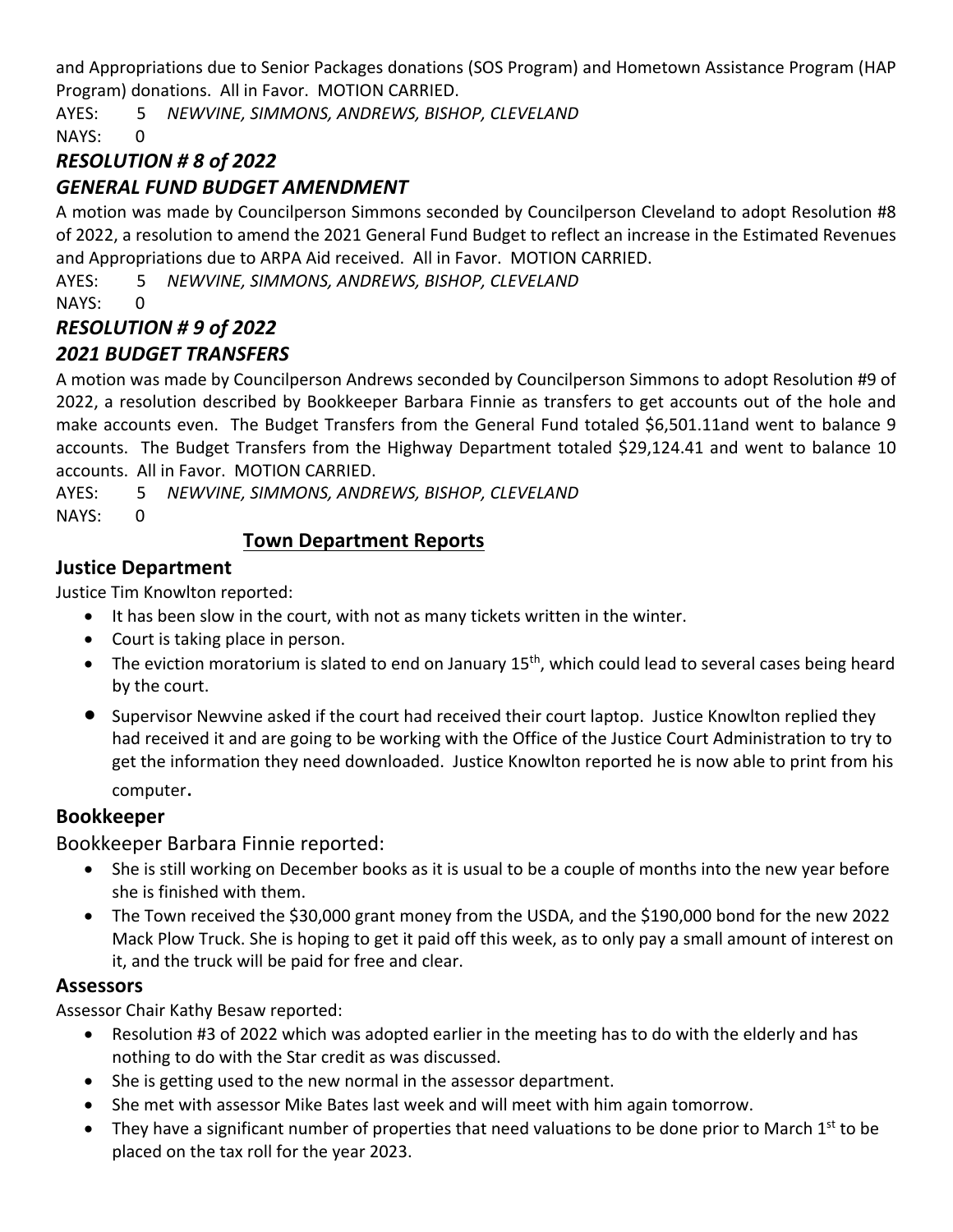and Appropriations due to Senior Packages donations (SOS Program) and Hometown Assistance Program (HAP Program) donations. All in Favor. MOTION CARRIED.

AYES: 5 *NEWVINE, SIMMONS, ANDREWS, BISHOP, CLEVELAND*

NAYS: 0

### *RESOLUTION # 8 of 2022*
### *GENERAL FUND BUDGET AMENDMENT*

A motion was made by Councilperson Simmons seconded by Councilperson Cleveland to adopt Resolution #8 of 2022, a resolution to amend the 2021 General Fund Budget to reflect an increase in the Estimated Revenues and Appropriations due to ARPA Aid received. All in Favor. MOTION CARRIED.

AYES: 5 *NEWVINE, SIMMONS, ANDREWS, BISHOP, CLEVELAND*

NAYS: 0

### *RESOLUTION # 9 of 2022*
### *2021 BUDGET TRANSFERS*

A motion was made by Councilperson Andrews seconded by Councilperson Simmons to adopt Resolution #9 of 2022, a resolution described by Bookkeeper Barbara Finnie as transfers to get accounts out of the hole and make accounts even. The Budget Transfers from the General Fund totaled $6,501.11and went to balance 9 accounts. The Budget Transfers from the Highway Department totaled $29,124.41 and went to balance 10 accounts. All in Favor. MOTION CARRIED.

AYES: 5 *NEWVINE, SIMMONS, ANDREWS, BISHOP, CLEVELAND*

NAYS: 0

## Town Department Reports

### Justice Department

Justice Tim Knowlton reported:

- It has been slow in the court, with not as many tickets written in the winter.
- Court is taking place in person.
- The eviction moratorium is slated to end on January 15th, which could lead to several cases being heard by the court.
- Supervisor Newvine asked if the court had received their court laptop. Justice Knowlton replied they had received it and are going to be working with the Office of the Justice Court Administration to try to get the information they need downloaded. Justice Knowlton reported he is now able to print from his computer.

### Bookkeeper

Bookkeeper Barbara Finnie reported:

- She is still working on December books as it is usual to be a couple of months into the new year before she is finished with them.
- The Town received the $30,000 grant money from the USDA, and the $190,000 bond for the new 2022 Mack Plow Truck. She is hoping to get it paid off this week, as to only pay a small amount of interest on it, and the truck will be paid for free and clear.

### Assessors

Assessor Chair Kathy Besaw reported:

- Resolution #3 of 2022 which was adopted earlier in the meeting has to do with the elderly and has nothing to do with the Star credit as was discussed.
- She is getting used to the new normal in the assessor department.
- She met with assessor Mike Bates last week and will meet with him again tomorrow.
- They have a significant number of properties that need valuations to be done prior to March 1st to be placed on the tax roll for the year 2023.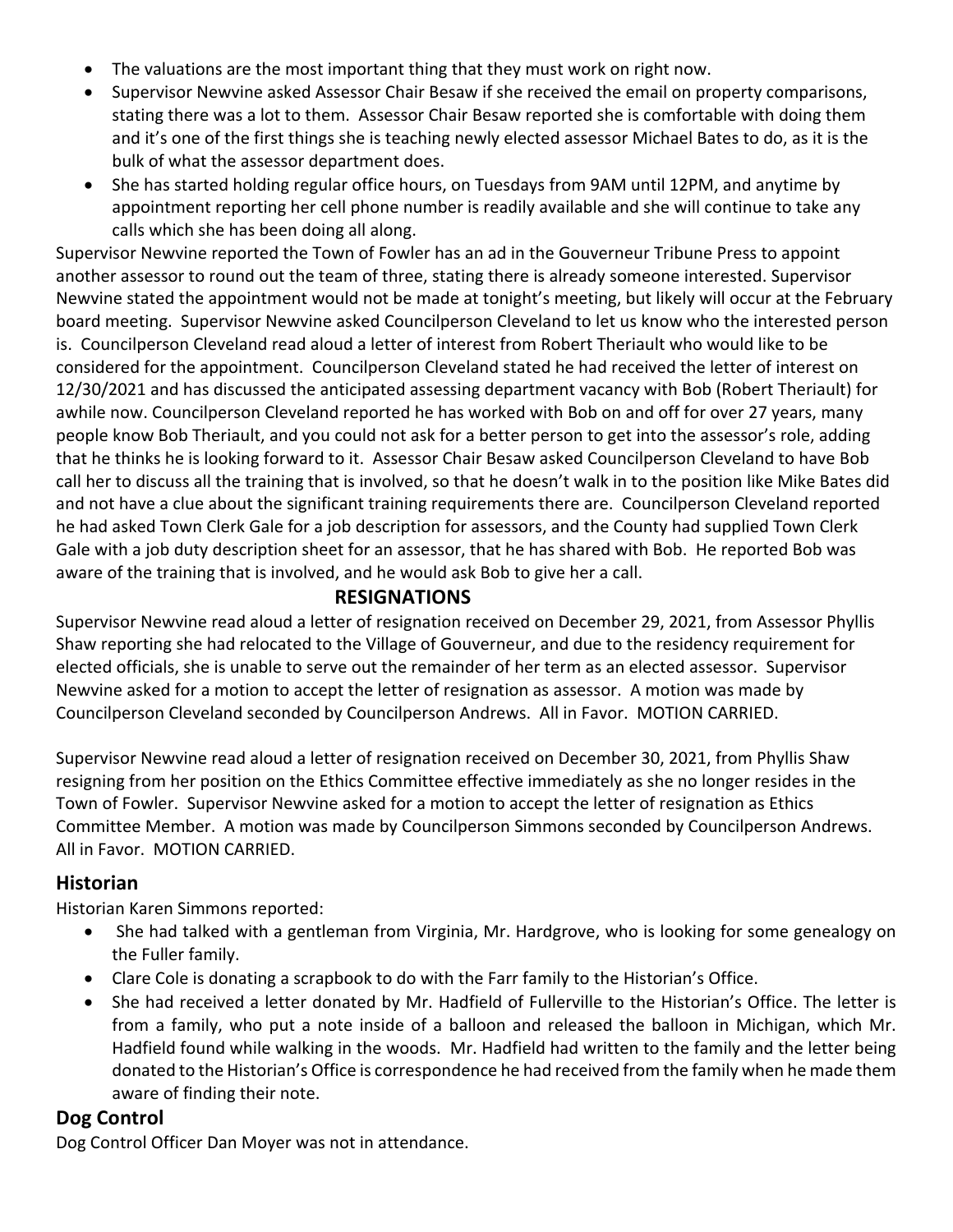- The valuations are the most important thing that they must work on right now.
- Supervisor Newvine asked Assessor Chair Besaw if she received the email on property comparisons, stating there was a lot to them. Assessor Chair Besaw reported she is comfortable with doing them and it's one of the first things she is teaching newly elected assessor Michael Bates to do, as it is the bulk of what the assessor department does.
- She has started holding regular office hours, on Tuesdays from 9AM until 12PM, and anytime by appointment reporting her cell phone number is readily available and she will continue to take any calls which she has been doing all along.

Supervisor Newvine reported the Town of Fowler has an ad in the Gouverneur Tribune Press to appoint another assessor to round out the team of three, stating there is already someone interested. Supervisor Newvine stated the appointment would not be made at tonight's meeting, but likely will occur at the February board meeting. Supervisor Newvine asked Councilperson Cleveland to let us know who the interested person is. Councilperson Cleveland read aloud a letter of interest from Robert Theriault who would like to be considered for the appointment. Councilperson Cleveland stated he had received the letter of interest on 12/30/2021 and has discussed the anticipated assessing department vacancy with Bob (Robert Theriault) for awhile now. Councilperson Cleveland reported he has worked with Bob on and off for over 27 years, many people know Bob Theriault, and you could not ask for a better person to get into the assessor's role, adding that he thinks he is looking forward to it. Assessor Chair Besaw asked Councilperson Cleveland to have Bob call her to discuss all the training that is involved, so that he doesn't walk in to the position like Mike Bates did and not have a clue about the significant training requirements there are. Councilperson Cleveland reported he had asked Town Clerk Gale for a job description for assessors, and the County had supplied Town Clerk Gale with a job duty description sheet for an assessor, that he has shared with Bob. He reported Bob was aware of the training that is involved, and he would ask Bob to give her a call.

## RESIGNATIONS

Supervisor Newvine read aloud a letter of resignation received on December 29, 2021, from Assessor Phyllis Shaw reporting she had relocated to the Village of Gouverneur, and due to the residency requirement for elected officials, she is unable to serve out the remainder of her term as an elected assessor. Supervisor Newvine asked for a motion to accept the letter of resignation as assessor. A motion was made by Councilperson Cleveland seconded by Councilperson Andrews. All in Favor. MOTION CARRIED.

Supervisor Newvine read aloud a letter of resignation received on December 30, 2021, from Phyllis Shaw resigning from her position on the Ethics Committee effective immediately as she no longer resides in the Town of Fowler. Supervisor Newvine asked for a motion to accept the letter of resignation as Ethics Committee Member. A motion was made by Councilperson Simmons seconded by Councilperson Andrews. All in Favor. MOTION CARRIED.

## Historian

Historian Karen Simmons reported:

- She had talked with a gentleman from Virginia, Mr. Hardgrove, who is looking for some genealogy on the Fuller family.
- Clare Cole is donating a scrapbook to do with the Farr family to the Historian's Office.
- She had received a letter donated by Mr. Hadfield of Fullerville to the Historian's Office. The letter is from a family, who put a note inside of a balloon and released the balloon in Michigan, which Mr. Hadfield found while walking in the woods. Mr. Hadfield had written to the family and the letter being donated to the Historian's Office is correspondence he had received from the family when he made them aware of finding their note.

## Dog Control

Dog Control Officer Dan Moyer was not in attendance.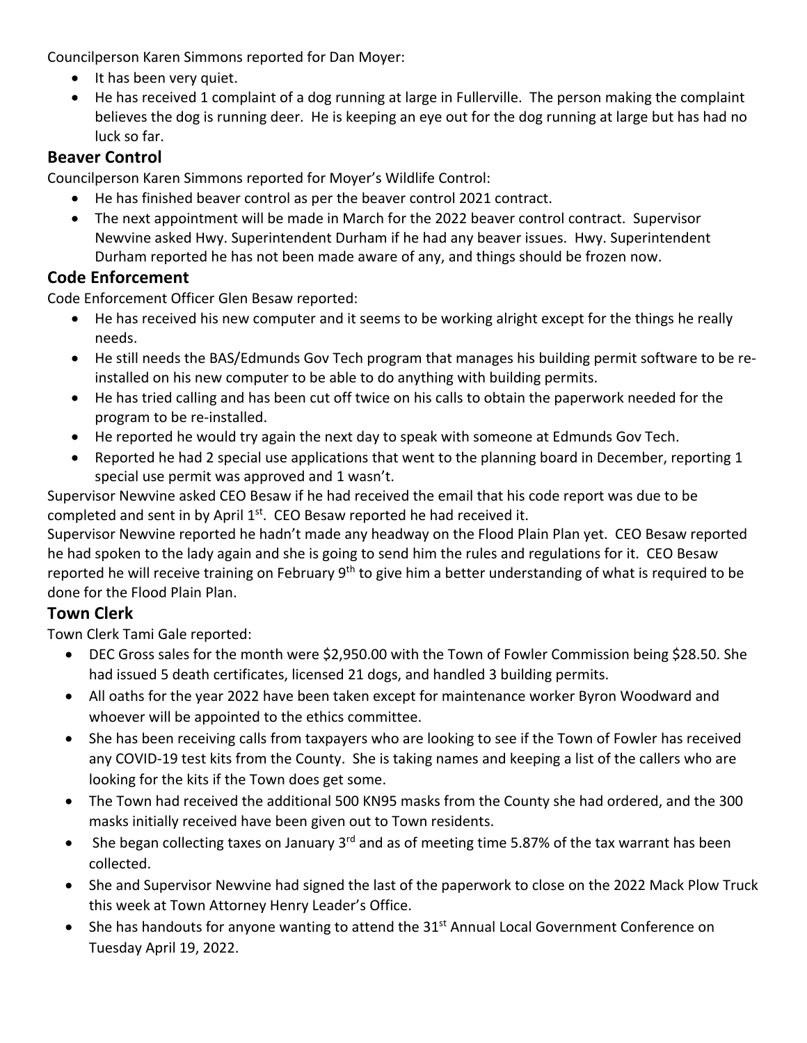Councilperson Karen Simmons reported for Dan Moyer:

- It has been very quiet.
- He has received 1 complaint of a dog running at large in Fullerville. The person making the complaint believes the dog is running deer. He is keeping an eye out for the dog running at large but has had no luck so far.

## Beaver Control

Councilperson Karen Simmons reported for Moyer's Wildlife Control:

- He has finished beaver control as per the beaver control 2021 contract.
- The next appointment will be made in March for the 2022 beaver control contract. Supervisor Newvine asked Hwy. Superintendent Durham if he had any beaver issues. Hwy. Superintendent Durham reported he has not been made aware of any, and things should be frozen now.

## Code Enforcement

Code Enforcement Officer Glen Besaw reported:

- He has received his new computer and it seems to be working alright except for the things he really needs.
- He still needs the BAS/Edmunds Gov Tech program that manages his building permit software to be re-installed on his new computer to be able to do anything with building permits.
- He has tried calling and has been cut off twice on his calls to obtain the paperwork needed for the program to be re-installed.
- He reported he would try again the next day to speak with someone at Edmunds Gov Tech.
- Reported he had 2 special use applications that went to the planning board in December, reporting 1 special use permit was approved and 1 wasn't.

Supervisor Newvine asked CEO Besaw if he had received the email that his code report was due to be completed and sent in by April 1st. CEO Besaw reported he had received it.

Supervisor Newvine reported he hadn't made any headway on the Flood Plain Plan yet. CEO Besaw reported he had spoken to the lady again and she is going to send him the rules and regulations for it. CEO Besaw reported he will receive training on February 9th to give him a better understanding of what is required to be done for the Flood Plain Plan.

## Town Clerk

Town Clerk Tami Gale reported:

- DEC Gross sales for the month were $2,950.00 with the Town of Fowler Commission being $28.50. She had issued 5 death certificates, licensed 21 dogs, and handled 3 building permits.
- All oaths for the year 2022 have been taken except for maintenance worker Byron Woodward and whoever will be appointed to the ethics committee.
- She has been receiving calls from taxpayers who are looking to see if the Town of Fowler has received any COVID-19 test kits from the County. She is taking names and keeping a list of the callers who are looking for the kits if the Town does get some.
- The Town had received the additional 500 KN95 masks from the County she had ordered, and the 300 masks initially received have been given out to Town residents.
- She began collecting taxes on January 3rd and as of meeting time 5.87% of the tax warrant has been collected.
- She and Supervisor Newvine had signed the last of the paperwork to close on the 2022 Mack Plow Truck this week at Town Attorney Henry Leader's Office.
- She has handouts for anyone wanting to attend the 31st Annual Local Government Conference on Tuesday April 19, 2022.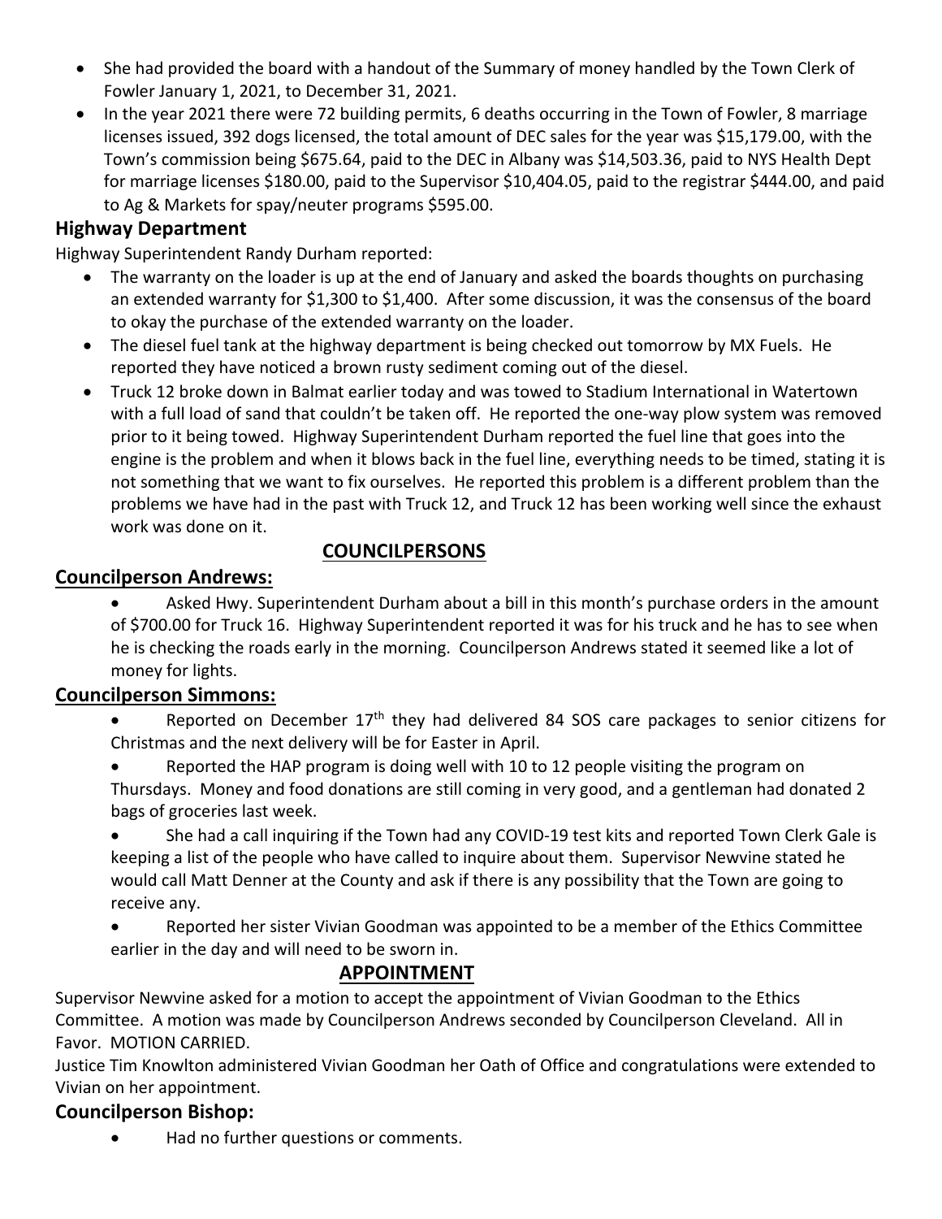- She had provided the board with a handout of the Summary of money handled by the Town Clerk of Fowler January 1, 2021, to December 31, 2021.
- In the year 2021 there were 72 building permits, 6 deaths occurring in the Town of Fowler, 8 marriage licenses issued, 392 dogs licensed, the total amount of DEC sales for the year was $15,179.00, with the Town's commission being $675.64, paid to the DEC in Albany was $14,503.36, paid to NYS Health Dept for marriage licenses $180.00, paid to the Supervisor $10,404.05, paid to the registrar $444.00, and paid to Ag & Markets for spay/neuter programs $595.00.

## Highway Department

Highway Superintendent Randy Durham reported:

- The warranty on the loader is up at the end of January and asked the boards thoughts on purchasing an extended warranty for $1,300 to $1,400. After some discussion, it was the consensus of the board to okay the purchase of the extended warranty on the loader.
- The diesel fuel tank at the highway department is being checked out tomorrow by MX Fuels. He reported they have noticed a brown rusty sediment coming out of the diesel.
- Truck 12 broke down in Balmat earlier today and was towed to Stadium International in Watertown with a full load of sand that couldn't be taken off. He reported the one-way plow system was removed prior to it being towed. Highway Superintendent Durham reported the fuel line that goes into the engine is the problem and when it blows back in the fuel line, everything needs to be timed, stating it is not something that we want to fix ourselves. He reported this problem is a different problem than the problems we have had in the past with Truck 12, and Truck 12 has been working well since the exhaust work was done on it.

## COUNCILPERSONS

## Councilperson Andrews:

- Asked Hwy. Superintendent Durham about a bill in this month's purchase orders in the amount of $700.00 for Truck 16. Highway Superintendent reported it was for his truck and he has to see when he is checking the roads early in the morning. Councilperson Andrews stated it seemed like a lot of money for lights.

## Councilperson Simmons:

- Reported on December 17th they had delivered 84 SOS care packages to senior citizens for Christmas and the next delivery will be for Easter in April.
- Reported the HAP program is doing well with 10 to 12 people visiting the program on Thursdays. Money and food donations are still coming in very good, and a gentleman had donated 2 bags of groceries last week.
- She had a call inquiring if the Town had any COVID-19 test kits and reported Town Clerk Gale is keeping a list of the people who have called to inquire about them. Supervisor Newvine stated he would call Matt Denner at the County and ask if there is any possibility that the Town are going to receive any.
- Reported her sister Vivian Goodman was appointed to be a member of the Ethics Committee earlier in the day and will need to be sworn in.

## APPOINTMENT

Supervisor Newvine asked for a motion to accept the appointment of Vivian Goodman to the Ethics Committee. A motion was made by Councilperson Andrews seconded by Councilperson Cleveland. All in Favor. MOTION CARRIED.

Justice Tim Knowlton administered Vivian Goodman her Oath of Office and congratulations were extended to Vivian on her appointment.

## Councilperson Bishop:

- Had no further questions or comments.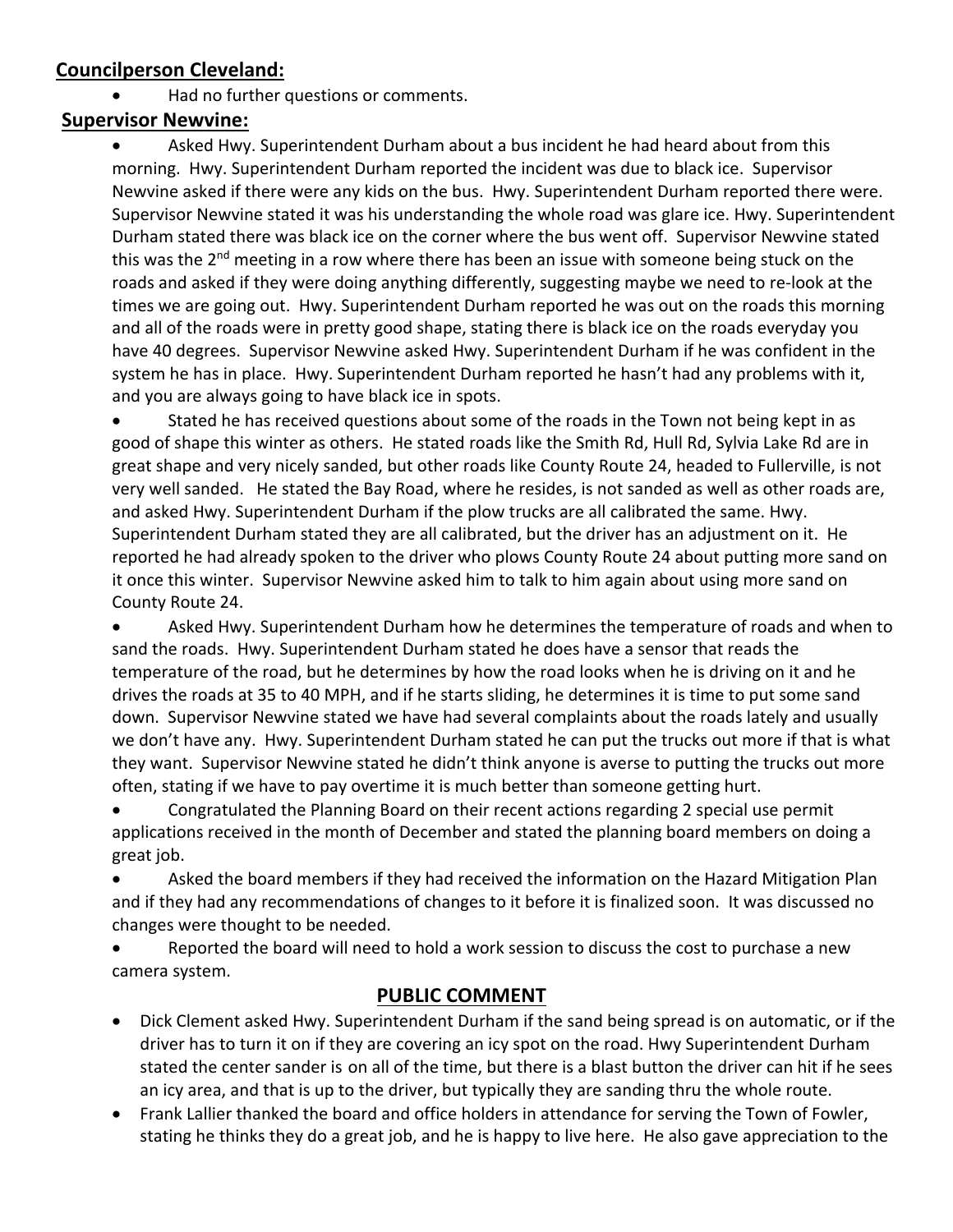**Councilperson Cleveland:**

- Had no further questions or comments.

**Supervisor Newvine:**

- Asked Hwy. Superintendent Durham about a bus incident he had heard about from this morning. Hwy. Superintendent Durham reported the incident was due to black ice. Supervisor Newvine asked if there were any kids on the bus. Hwy. Superintendent Durham reported there were. Supervisor Newvine stated it was his understanding the whole road was glare ice. Hwy. Superintendent Durham stated there was black ice on the corner where the bus went off. Supervisor Newvine stated this was the 2nd meeting in a row where there has been an issue with someone being stuck on the roads and asked if they were doing anything differently, suggesting maybe we need to re-look at the times we are going out. Hwy. Superintendent Durham reported he was out on the roads this morning and all of the roads were in pretty good shape, stating there is black ice on the roads everyday you have 40 degrees. Supervisor Newvine asked Hwy. Superintendent Durham if he was confident in the system he has in place. Hwy. Superintendent Durham reported he hasn't had any problems with it, and you are always going to have black ice in spots.
- Stated he has received questions about some of the roads in the Town not being kept in as good of shape this winter as others. He stated roads like the Smith Rd, Hull Rd, Sylvia Lake Rd are in great shape and very nicely sanded, but other roads like County Route 24, headed to Fullerville, is not very well sanded. He stated the Bay Road, where he resides, is not sanded as well as other roads are, and asked Hwy. Superintendent Durham if the plow trucks are all calibrated the same. Hwy. Superintendent Durham stated they are all calibrated, but the driver has an adjustment on it. He reported he had already spoken to the driver who plows County Route 24 about putting more sand on it once this winter. Supervisor Newvine asked him to talk to him again about using more sand on County Route 24.
- Asked Hwy. Superintendent Durham how he determines the temperature of roads and when to sand the roads. Hwy. Superintendent Durham stated he does have a sensor that reads the temperature of the road, but he determines by how the road looks when he is driving on it and he drives the roads at 35 to 40 MPH, and if he starts sliding, he determines it is time to put some sand down. Supervisor Newvine stated we have had several complaints about the roads lately and usually we don't have any. Hwy. Superintendent Durham stated he can put the trucks out more if that is what they want. Supervisor Newvine stated he didn't think anyone is averse to putting the trucks out more often, stating if we have to pay overtime it is much better than someone getting hurt.
- Congratulated the Planning Board on their recent actions regarding 2 special use permit applications received in the month of December and stated the planning board members on doing a great job.
- Asked the board members if they had received the information on the Hazard Mitigation Plan and if they had any recommendations of changes to it before it is finalized soon. It was discussed no changes were thought to be needed.
- Reported the board will need to hold a work session to discuss the cost to purchase a new camera system.

## PUBLIC COMMENT

- Dick Clement asked Hwy. Superintendent Durham if the sand being spread is on automatic, or if the driver has to turn it on if they are covering an icy spot on the road. Hwy Superintendent Durham stated the center sander is on all of the time, but there is a blast button the driver can hit if he sees an icy area, and that is up to the driver, but typically they are sanding thru the whole route.
- Frank Lallier thanked the board and office holders in attendance for serving the Town of Fowler, stating he thinks they do a great job, and he is happy to live here. He also gave appreciation to the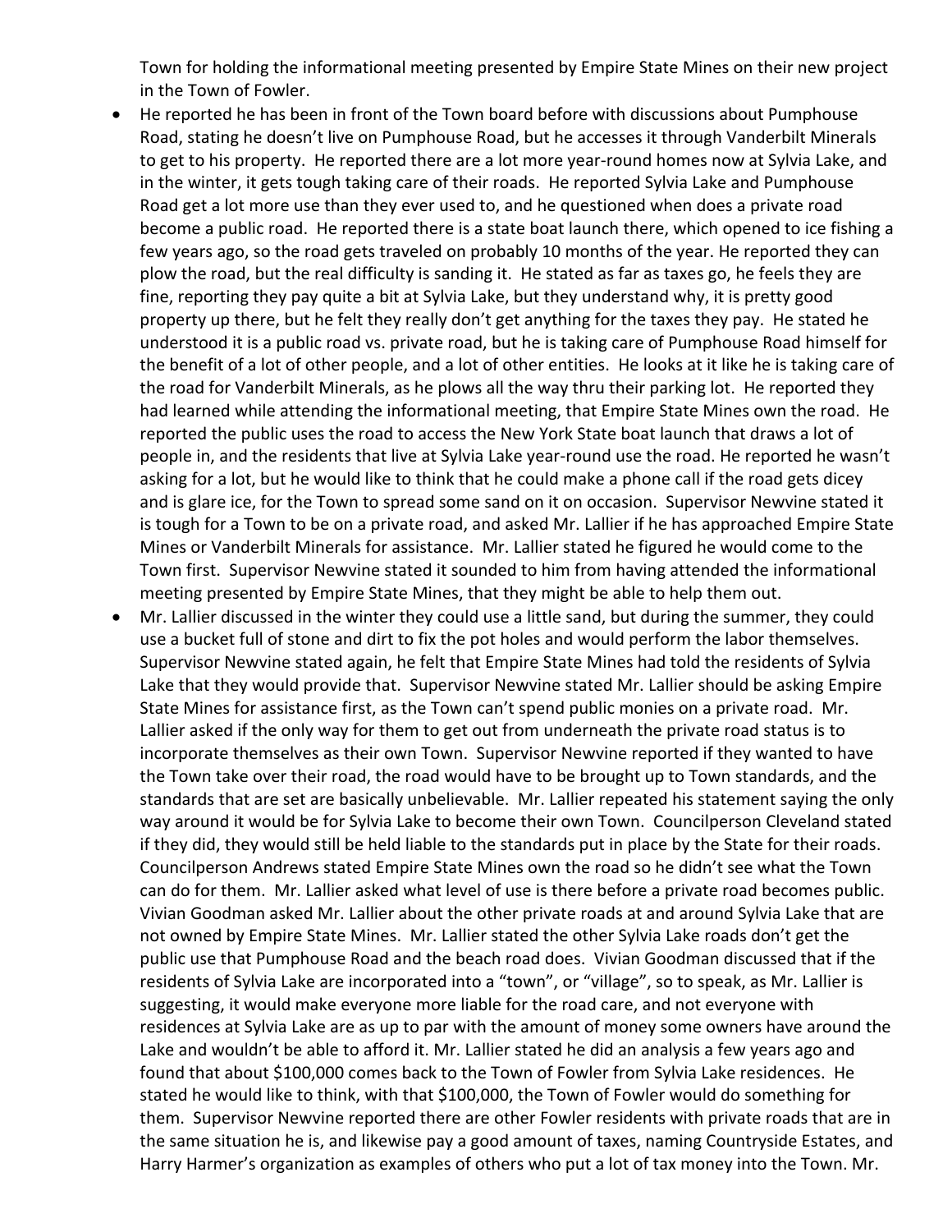Town for holding the informational meeting presented by Empire State Mines on their new project in the Town of Fowler.

- He reported he has been in front of the Town board before with discussions about Pumphouse Road, stating he doesn't live on Pumphouse Road, but he accesses it through Vanderbilt Minerals to get to his property. He reported there are a lot more year-round homes now at Sylvia Lake, and in the winter, it gets tough taking care of their roads. He reported Sylvia Lake and Pumphouse Road get a lot more use than they ever used to, and he questioned when does a private road become a public road. He reported there is a state boat launch there, which opened to ice fishing a few years ago, so the road gets traveled on probably 10 months of the year. He reported they can plow the road, but the real difficulty is sanding it. He stated as far as taxes go, he feels they are fine, reporting they pay quite a bit at Sylvia Lake, but they understand why, it is pretty good property up there, but he felt they really don't get anything for the taxes they pay. He stated he understood it is a public road vs. private road, but he is taking care of Pumphouse Road himself for the benefit of a lot of other people, and a lot of other entities. He looks at it like he is taking care of the road for Vanderbilt Minerals, as he plows all the way thru their parking lot. He reported they had learned while attending the informational meeting, that Empire State Mines own the road. He reported the public uses the road to access the New York State boat launch that draws a lot of people in, and the residents that live at Sylvia Lake year-round use the road. He reported he wasn't asking for a lot, but he would like to think that he could make a phone call if the road gets dicey and is glare ice, for the Town to spread some sand on it on occasion. Supervisor Newvine stated it is tough for a Town to be on a private road, and asked Mr. Lallier if he has approached Empire State Mines or Vanderbilt Minerals for assistance. Mr. Lallier stated he figured he would come to the Town first. Supervisor Newvine stated it sounded to him from having attended the informational meeting presented by Empire State Mines, that they might be able to help them out.
- Mr. Lallier discussed in the winter they could use a little sand, but during the summer, they could use a bucket full of stone and dirt to fix the pot holes and would perform the labor themselves. Supervisor Newvine stated again, he felt that Empire State Mines had told the residents of Sylvia Lake that they would provide that. Supervisor Newvine stated Mr. Lallier should be asking Empire State Mines for assistance first, as the Town can't spend public monies on a private road. Mr. Lallier asked if the only way for them to get out from underneath the private road status is to incorporate themselves as their own Town. Supervisor Newvine reported if they wanted to have the Town take over their road, the road would have to be brought up to Town standards, and the standards that are set are basically unbelievable. Mr. Lallier repeated his statement saying the only way around it would be for Sylvia Lake to become their own Town. Councilperson Cleveland stated if they did, they would still be held liable to the standards put in place by the State for their roads. Councilperson Andrews stated Empire State Mines own the road so he didn't see what the Town can do for them. Mr. Lallier asked what level of use is there before a private road becomes public. Vivian Goodman asked Mr. Lallier about the other private roads at and around Sylvia Lake that are not owned by Empire State Mines. Mr. Lallier stated the other Sylvia Lake roads don't get the public use that Pumphouse Road and the beach road does. Vivian Goodman discussed that if the residents of Sylvia Lake are incorporated into a "town", or "village", so to speak, as Mr. Lallier is suggesting, it would make everyone more liable for the road care, and not everyone with residences at Sylvia Lake are as up to par with the amount of money some owners have around the Lake and wouldn't be able to afford it. Mr. Lallier stated he did an analysis a few years ago and found that about $100,000 comes back to the Town of Fowler from Sylvia Lake residences. He stated he would like to think, with that $100,000, the Town of Fowler would do something for them. Supervisor Newvine reported there are other Fowler residents with private roads that are in the same situation he is, and likewise pay a good amount of taxes, naming Countryside Estates, and Harry Harmer's organization as examples of others who put a lot of tax money into the Town. Mr.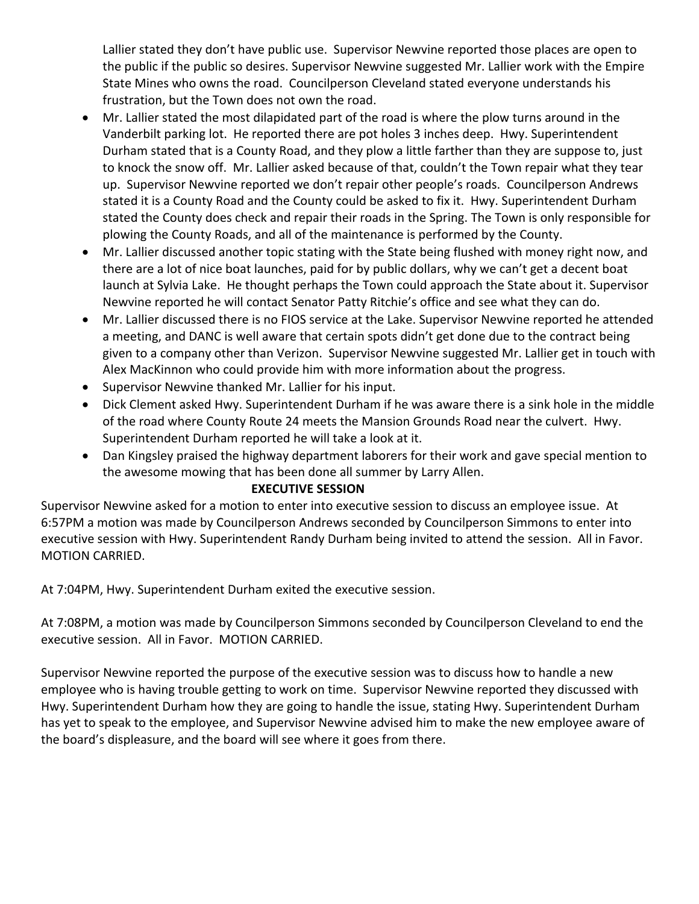Lallier stated they don't have public use. Supervisor Newvine reported those places are open to the public if the public so desires. Supervisor Newvine suggested Mr. Lallier work with the Empire State Mines who owns the road. Councilperson Cleveland stated everyone understands his frustration, but the Town does not own the road.

- Mr. Lallier stated the most dilapidated part of the road is where the plow turns around in the Vanderbilt parking lot. He reported there are pot holes 3 inches deep. Hwy. Superintendent Durham stated that is a County Road, and they plow a little farther than they are suppose to, just to knock the snow off. Mr. Lallier asked because of that, couldn't the Town repair what they tear up. Supervisor Newvine reported we don't repair other people's roads. Councilperson Andrews stated it is a County Road and the County could be asked to fix it. Hwy. Superintendent Durham stated the County does check and repair their roads in the Spring. The Town is only responsible for plowing the County Roads, and all of the maintenance is performed by the County.
- Mr. Lallier discussed another topic stating with the State being flushed with money right now, and there are a lot of nice boat launches, paid for by public dollars, why we can't get a decent boat launch at Sylvia Lake. He thought perhaps the Town could approach the State about it. Supervisor Newvine reported he will contact Senator Patty Ritchie's office and see what they can do.
- Mr. Lallier discussed there is no FIOS service at the Lake. Supervisor Newvine reported he attended a meeting, and DANC is well aware that certain spots didn't get done due to the contract being given to a company other than Verizon. Supervisor Newvine suggested Mr. Lallier get in touch with Alex MacKinnon who could provide him with more information about the progress.
- Supervisor Newvine thanked Mr. Lallier for his input.
- Dick Clement asked Hwy. Superintendent Durham if he was aware there is a sink hole in the middle of the road where County Route 24 meets the Mansion Grounds Road near the culvert. Hwy. Superintendent Durham reported he will take a look at it.
- Dan Kingsley praised the highway department laborers for their work and gave special mention to the awesome mowing that has been done all summer by Larry Allen.

**EXECUTIVE SESSION**

Supervisor Newvine asked for a motion to enter into executive session to discuss an employee issue. At 6:57PM a motion was made by Councilperson Andrews seconded by Councilperson Simmons to enter into executive session with Hwy. Superintendent Randy Durham being invited to attend the session. All in Favor. MOTION CARRIED.

At 7:04PM, Hwy. Superintendent Durham exited the executive session.

At 7:08PM, a motion was made by Councilperson Simmons seconded by Councilperson Cleveland to end the executive session. All in Favor. MOTION CARRIED.

Supervisor Newvine reported the purpose of the executive session was to discuss how to handle a new employee who is having trouble getting to work on time. Supervisor Newvine reported they discussed with Hwy. Superintendent Durham how they are going to handle the issue, stating Hwy. Superintendent Durham has yet to speak to the employee, and Supervisor Newvine advised him to make the new employee aware of the board's displeasure, and the board will see where it goes from there.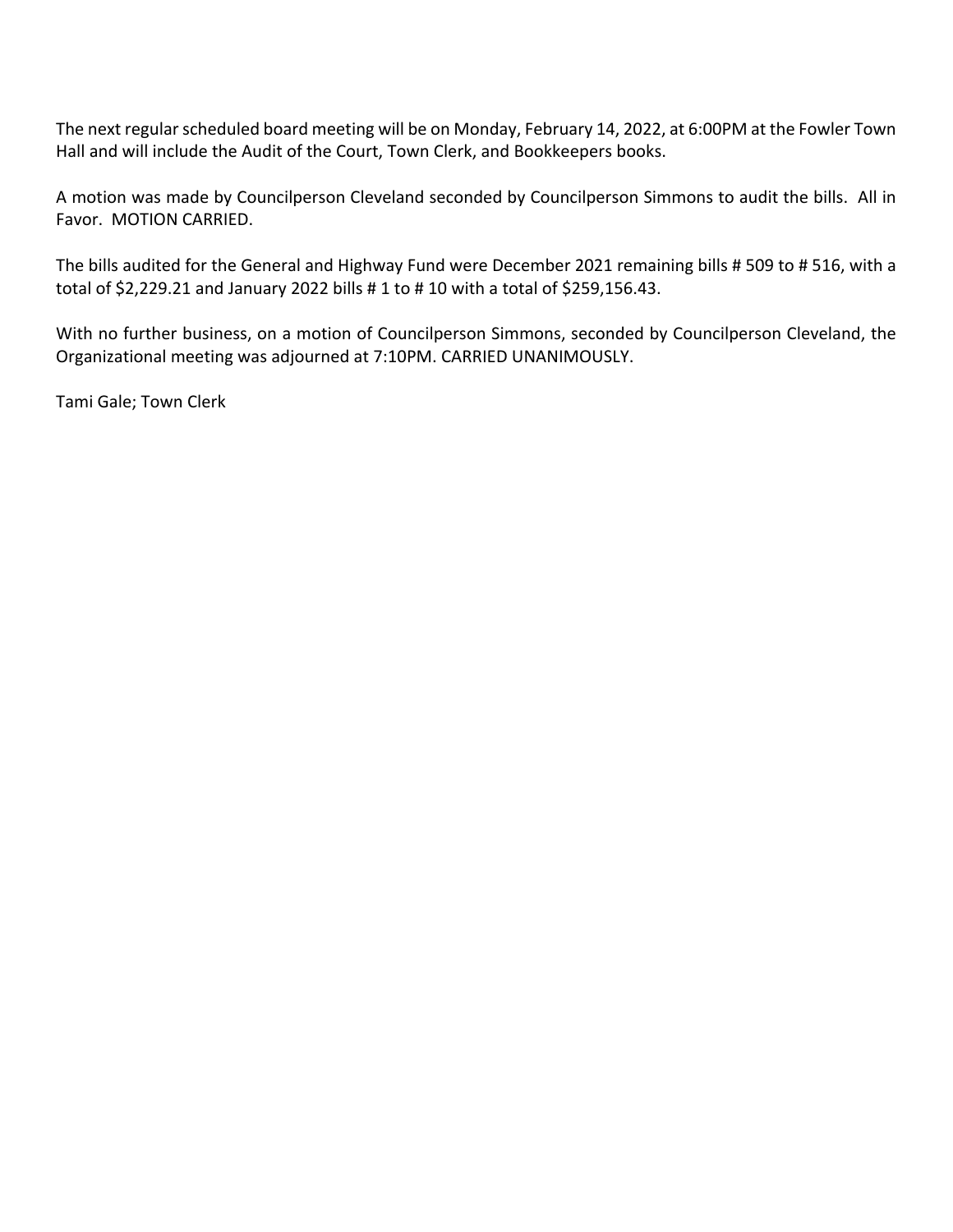The next regular scheduled board meeting will be on Monday, February 14, 2022, at 6:00PM at the Fowler Town Hall and will include the Audit of the Court, Town Clerk, and Bookkeepers books.

A motion was made by Councilperson Cleveland seconded by Councilperson Simmons to audit the bills. All in Favor. MOTION CARRIED.

The bills audited for the General and Highway Fund were December 2021 remaining bills # 509 to # 516, with a total of $2,229.21 and January 2022 bills # 1 to # 10 with a total of $259,156.43.

With no further business, on a motion of Councilperson Simmons, seconded by Councilperson Cleveland, the Organizational meeting was adjourned at 7:10PM. CARRIED UNANIMOUSLY.

Tami Gale; Town Clerk